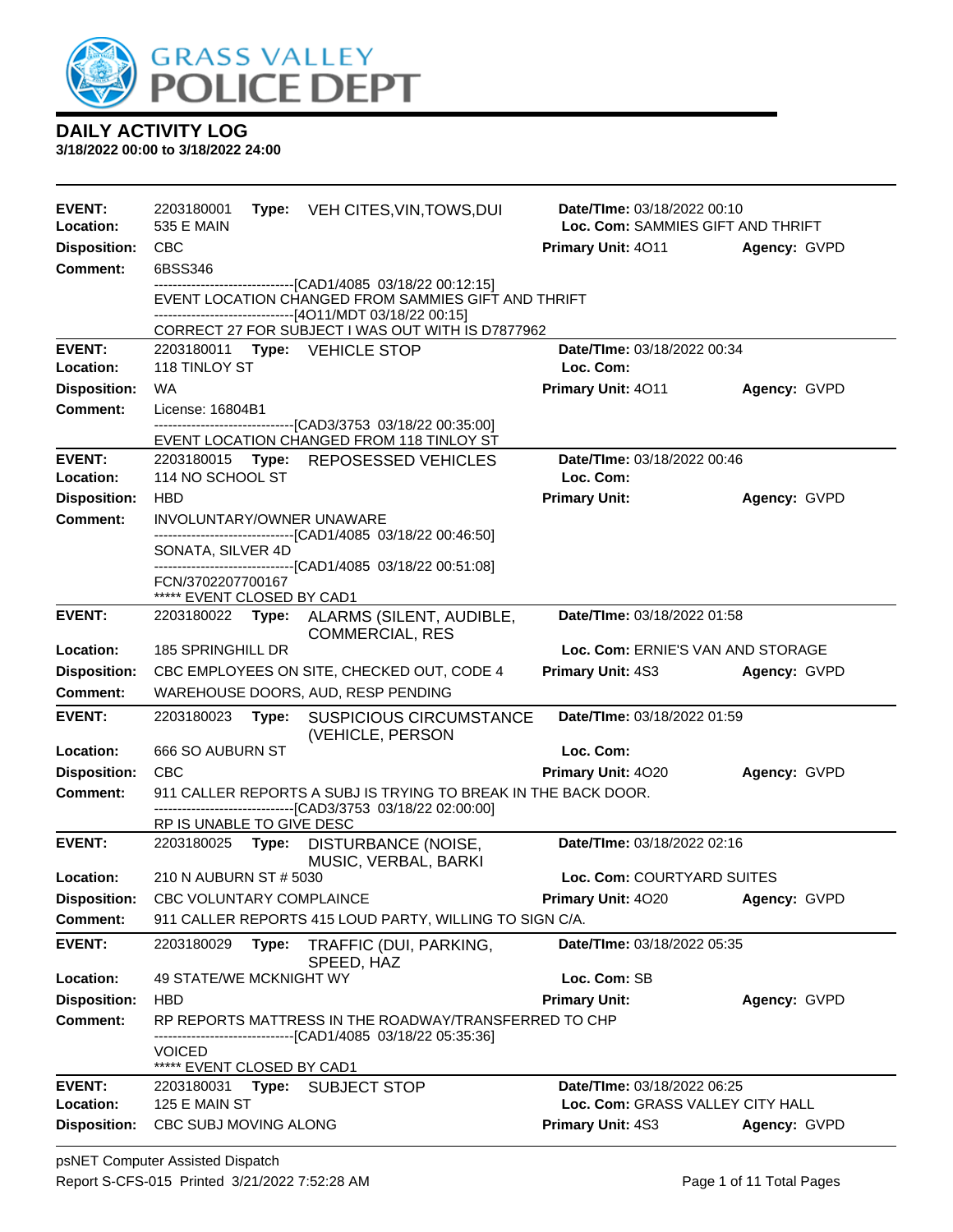GRASS VALLEY POLICE DEPT

# DAILY ACTIVITY LOG

**3/18/2022 00:00 to 3/18/2022 24:00**

**EVENT:** 2203180001 **Type:** VEH CITES,VIN,TOWS,DUI **Date/TIme:** 03/18/2022 00:10
**Location:** 535 E MAIN **Loc. Com:** SAMMIES GIFT AND THRIFT
**Disposition:** CBC **Primary Unit:** 4O11 **Agency:** GVPD
**Comment:** 6BSS346
------------------------------[CAD1/4085 03/18/22 00:12:15]
EVENT LOCATION CHANGED FROM SAMMIES GIFT AND THRIFT
------------------------------[4O11/MDT 03/18/22 00:15]
CORRECT 27 FOR SUBJECT I WAS OUT WITH IS D7877962

**EVENT:** 2203180011 **Type:** VEHICLE STOP **Date/TIme:** 03/18/2022 00:34
**Location:** 118 TINLOY ST **Loc. Com:**
**Disposition:** WA **Primary Unit:** 4O11 **Agency:** GVPD
**Comment:** License: 16804B1
------------------------------[CAD3/3753 03/18/22 00:35:00]
EVENT LOCATION CHANGED FROM 118 TINLOY ST

**EVENT:** 2203180015 **Type:** REPOSESSED VEHICLES **Date/TIme:** 03/18/2022 00:46
**Location:** 114 NO SCHOOL ST **Loc. Com:**
**Disposition:** HBD **Primary Unit:** **Agency:** GVPD
**Comment:** INVOLUNTARY/OWNER UNAWARE
------------------------------[CAD1/4085 03/18/22 00:46:50]
SONATA, SILVER 4D
------------------------------[CAD1/4085 03/18/22 00:51:08]
FCN/3702207700167
***** EVENT CLOSED BY CAD1

**EVENT:** 2203180022 **Type:** ALARMS (SILENT, AUDIBLE, COMMERCIAL, RES **Date/TIme:** 03/18/2022 01:58
**Location:** 185 SPRINGHILL DR **Loc. Com:** ERNIE'S VAN AND STORAGE
**Disposition:** CBC EMPLOYEES ON SITE, CHECKED OUT, CODE 4 **Primary Unit:** 4S3 **Agency:** GVPD
**Comment:** WAREHOUSE DOORS, AUD, RESP PENDING

**EVENT:** 2203180023 **Type:** SUSPICIOUS CIRCUMSTANCE (VEHICLE, PERSON **Date/TIme:** 03/18/2022 01:59
**Location:** 666 SO AUBURN ST **Loc. Com:**
**Disposition:** CBC **Primary Unit:** 4O20 **Agency:** GVPD
**Comment:** 911 CALLER REPORTS A SUBJ IS TRYING TO BREAK IN THE BACK DOOR.
------------------------------[CAD3/3753 03/18/22 02:00:00]
RP IS UNABLE TO GIVE DESC

**EVENT:** 2203180025 **Type:** DISTURBANCE (NOISE, MUSIC, VERBAL, BARKI **Date/TIme:** 03/18/2022 02:16
**Location:** 210 N AUBURN ST # 5030 **Loc. Com:** COURTYARD SUITES
**Disposition:** CBC VOLUNTARY COMPLAINCE **Primary Unit:** 4O20 **Agency:** GVPD
**Comment:** 911 CALLER REPORTS 415 LOUD PARTY, WILLING TO SIGN C/A.

**EVENT:** 2203180029 **Type:** TRAFFIC (DUI, PARKING, SPEED, HAZ **Date/TIme:** 03/18/2022 05:35
**Location:** 49 STATE/WE MCKNIGHT WY **Loc. Com:** SB
**Disposition:** HBD **Primary Unit:** **Agency:** GVPD
**Comment:** RP REPORTS MATTRESS IN THE ROADWAY/TRANSFERRED TO CHP
------------------------------[CAD1/4085 03/18/22 05:35:36]
VOICED
***** EVENT CLOSED BY CAD1

**EVENT:** 2203180031 **Type:** SUBJECT STOP **Date/TIme:** 03/18/2022 06:25
**Location:** 125 E MAIN ST **Loc. Com:** GRASS VALLEY CITY HALL
**Disposition:** CBC SUBJ MOVING ALONG **Primary Unit:** 4S3 **Agency:** GVPD

psNET Computer Assisted Dispatch
Report S-CFS-015 Printed 3/21/2022 7:52:28 AM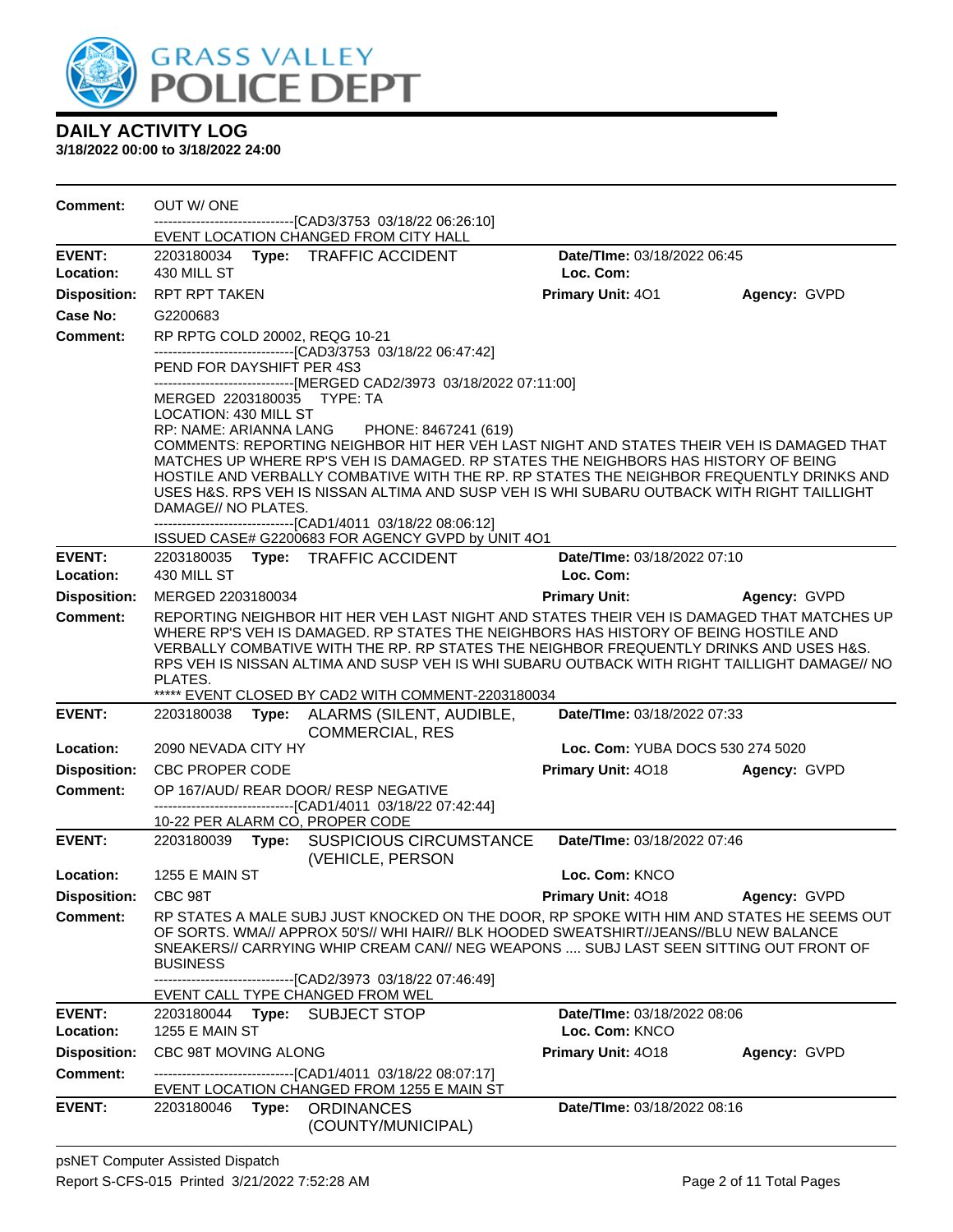# DAILY ACTIVITY LOG

**3/18/2022 00:00 to 3/18/2022 24:00**

**Comment:** OUT W/ ONE
------------------------------[CAD3/3753 03/18/22 06:26:10]
EVENT LOCATION CHANGED FROM CITY HALL

---

**EVENT:** 2203180034 **Type:** TRAFFIC ACCIDENT **Date/TIme:** 03/18/2022 06:45
**Location:** 430 MILL ST **Loc. Com:**
**Disposition:** RPT RPT TAKEN **Primary Unit:** 4O1 **Agency:** GVPD
**Case No:** G2200683
**Comment:** RP RPTG COLD 20002, REQG 10-21
------------------------------[CAD3/3753 03/18/22 06:47:42]
PEND FOR DAYSHIFT PER 4S3
------------------------------[MERGED CAD2/3973 03/18/2022 07:11:00]
MERGED 2203180035 TYPE: TA
LOCATION: 430 MILL ST
RP: NAME: ARIANNA LANG PHONE: 8467241 (619)
COMMENTS: REPORTING NEIGHBOR HIT HER VEH LAST NIGHT AND STATES THEIR VEH IS DAMAGED THAT MATCHES UP WHERE RP'S VEH IS DAMAGED. RP STATES THE NEIGHBORS HAS HISTORY OF BEING HOSTILE AND VERBALLY COMBATIVE WITH THE RP. RP STATES THE NEIGHBOR FREQUENTLY DRINKS AND USES H&S. RPS VEH IS NISSAN ALTIMA AND SUSP VEH IS WHI SUBARU OUTBACK WITH RIGHT TAILLIGHT DAMAGE// NO PLATES.
------------------------------[CAD1/4011 03/18/22 08:06:12]
ISSUED CASE# G2200683 FOR AGENCY GVPD by UNIT 4O1

---

**EVENT:** 2203180035 **Type:** TRAFFIC ACCIDENT **Date/TIme:** 03/18/2022 07:10
**Location:** 430 MILL ST **Loc. Com:**
**Disposition:** MERGED 2203180034 **Primary Unit:** **Agency:** GVPD
**Comment:** REPORTING NEIGHBOR HIT HER VEH LAST NIGHT AND STATES THEIR VEH IS DAMAGED THAT MATCHES UP WHERE RP'S VEH IS DAMAGED. RP STATES THE NEIGHBORS HAS HISTORY OF BEING HOSTILE AND VERBALLY COMBATIVE WITH THE RP. RP STATES THE NEIGHBOR FREQUENTLY DRINKS AND USES H&S. RPS VEH IS NISSAN ALTIMA AND SUSP VEH IS WHI SUBARU OUTBACK WITH RIGHT TAILLIGHT DAMAGE// NO PLATES.
***** EVENT CLOSED BY CAD2 WITH COMMENT-2203180034

---

**EVENT:** 2203180038 **Type:** ALARMS (SILENT, AUDIBLE, COMMERCIAL, RES **Date/TIme:** 03/18/2022 07:33
**Location:** 2090 NEVADA CITY HY **Loc. Com:** YUBA DOCS 530 274 5020
**Disposition:** CBC PROPER CODE **Primary Unit:** 4O18 **Agency:** GVPD
**Comment:** OP 167/AUD/ REAR DOOR/ RESP NEGATIVE
------------------------------[CAD1/4011 03/18/22 07:42:44]
10-22 PER ALARM CO, PROPER CODE

---

**EVENT:** 2203180039 **Type:** SUSPICIOUS CIRCUMSTANCE (VEHICLE, PERSON **Date/TIme:** 03/18/2022 07:46
**Location:** 1255 E MAIN ST **Loc. Com:** KNCO
**Disposition:** CBC 98T **Primary Unit:** 4O18 **Agency:** GVPD
**Comment:** RP STATES A MALE SUBJ JUST KNOCKED ON THE DOOR, RP SPOKE WITH HIM AND STATES HE SEEMS OUT OF SORTS. WMA// APPROX 50'S// WHI HAIR// BLK HOODED SWEATSHIRT//JEANS//BLU NEW BALANCE SNEAKERS// CARRYING WHIP CREAM CAN// NEG WEAPONS .... SUBJ LAST SEEN SITTING OUT FRONT OF BUSINESS
------------------------------[CAD2/3973 03/18/22 07:46:49]
EVENT CALL TYPE CHANGED FROM WEL

---

**EVENT:** 2203180044 **Type:** SUBJECT STOP **Date/TIme:** 03/18/2022 08:06
**Location:** 1255 E MAIN ST **Loc. Com:** KNCO
**Disposition:** CBC 98T MOVING ALONG **Primary Unit:** 4O18 **Agency:** GVPD
**Comment:** ------------------------------[CAD1/4011 03/18/22 08:07:17]
EVENT LOCATION CHANGED FROM 1255 E MAIN ST

---

**EVENT:** 2203180046 **Type:** ORDINANCES (COUNTY/MUNICIPAL) **Date/TIme:** 03/18/2022 08:16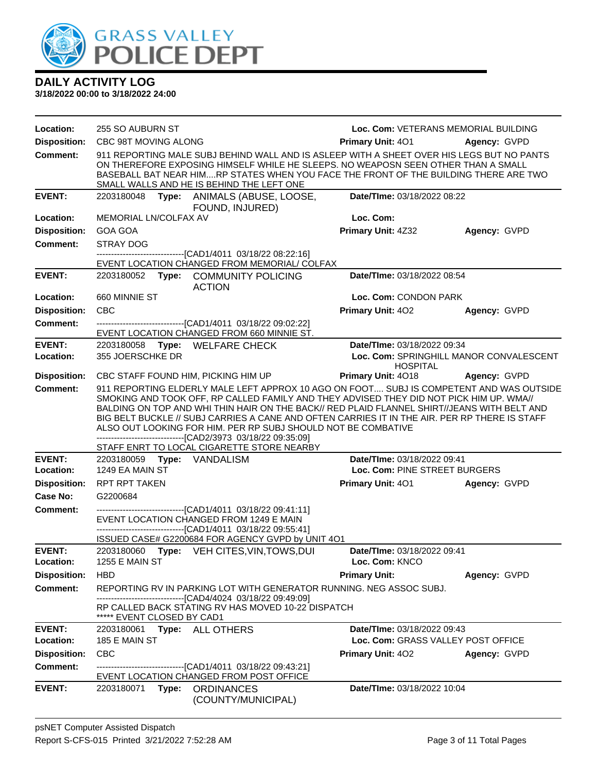# DAILY ACTIVITY LOG

**3/18/2022 00:00 to 3/18/2022 24:00**

**Location:** 255 SO AUBURN ST **Loc. Com:** VETERANS MEMORIAL BUILDING
**Disposition:** CBC 98T MOVING ALONG **Primary Unit:** 4O1 **Agency:** GVPD
**Comment:** 911 REPORTING MALE SUBJ BEHIND WALL AND IS ASLEEP WITH A SHEET OVER HIS LEGS BUT NO PANTS ON THEREFORE EXPOSING HIMSELF WHILE HE SLEEPS. NO WEAPOSN SEEN OTHER THAN A SMALL BASEBALL BAT NEAR HIM....RP STATES WHEN YOU FACE THE FRONT OF THE BUILDING THERE ARE TWO SMALL WALLS AND HE IS BEHIND THE LEFT ONE

---

**EVENT:** 2203180048 **Type:** ANIMALS (ABUSE, LOOSE, FOUND, INJURED) **Date/TIme:** 03/18/2022 08:22
**Location:** MEMORIAL LN/COLFAX AV **Loc. Com:**
**Disposition:** GOA GOA **Primary Unit:** 4Z32 **Agency:** GVPD
**Comment:** STRAY DOG
------------------------------[CAD1/4011 03/18/22 08:22:16]
EVENT LOCATION CHANGED FROM MEMORIAL/ COLFAX

---

**EVENT:** 2203180052 **Type:** COMMUNITY POLICING ACTION **Date/TIme:** 03/18/2022 08:54
**Location:** 660 MINNIE ST **Loc. Com:** CONDON PARK
**Disposition:** CBC **Primary Unit:** 4O2 **Agency:** GVPD
**Comment:** ------------------------------[CAD1/4011 03/18/22 09:02:22]
EVENT LOCATION CHANGED FROM 660 MINNIE ST.

---

**EVENT:** 2203180058 **Type:** WELFARE CHECK **Date/TIme:** 03/18/2022 09:34
**Location:** 355 JOERSCHKE DR **Loc. Com:** SPRINGHILL MANOR CONVALESCENT HOSPITAL
**Disposition:** CBC STAFF FOUND HIM, PICKING HIM UP **Primary Unit:** 4O18 **Agency:** GVPD
**Comment:** 911 REPORTING ELDERLY MALE LEFT APPROX 10 AGO ON FOOT.... SUBJ IS COMPETENT AND WAS OUTSIDE SMOKING AND TOOK OFF, RP CALLED FAMILY AND THEY ADVISED THEY DID NOT PICK HIM UP. WMA// BALDING ON TOP AND WHI THIN HAIR ON THE BACK// RED PLAID FLANNEL SHIRT//JEANS WITH BELT AND BIG BELT BUCKLE // SUBJ CARRIES A CANE AND OFTEN CARRIES IT IN THE AIR. PER RP THERE IS STAFF ALSO OUT LOOKING FOR HIM. PER RP SUBJ SHOULD NOT BE COMBATIVE
------------------------------[CAD2/3973 03/18/22 09:35:09]
STAFF ENRT TO LOCAL CIGARETTE STORE NEARBY

---

**EVENT:** 2203180059 **Type:** VANDALISM **Date/TIme:** 03/18/2022 09:41
**Location:** 1249 EA MAIN ST **Loc. Com:** PINE STREET BURGERS
**Disposition:** RPT RPT TAKEN **Primary Unit:** 4O1 **Agency:** GVPD
**Case No:** G2200684
**Comment:** ------------------------------[CAD1/4011 03/18/22 09:41:11]
EVENT LOCATION CHANGED FROM 1249 E MAIN
------------------------------[CAD1/4011 03/18/22 09:55:41]
ISSUED CASE# G2200684 FOR AGENCY GVPD by UNIT 4O1

---

**EVENT:** 2203180060 **Type:** VEH CITES,VIN,TOWS,DUI **Date/TIme:** 03/18/2022 09:41
**Location:** 1255 E MAIN ST **Loc. Com:** KNCO
**Disposition:** HBD **Primary Unit:** **Agency:** GVPD
**Comment:** REPORTING RV IN PARKING LOT WITH GENERATOR RUNNING. NEG ASSOC SUBJ.
------------------------------[CAD4/4024 03/18/22 09:49:09]
RP CALLED BACK STATING RV HAS MOVED 10-22 DISPATCH
***** EVENT CLOSED BY CAD1

---

**EVENT:** 2203180061 **Type:** ALL OTHERS **Date/TIme:** 03/18/2022 09:43
**Location:** 185 E MAIN ST **Loc. Com:** GRASS VALLEY POST OFFICE
**Disposition:** CBC **Primary Unit:** 4O2 **Agency:** GVPD
**Comment:** ------------------------------[CAD1/4011 03/18/22 09:43:21]
EVENT LOCATION CHANGED FROM POST OFFICE

---

**EVENT:** 2203180071 **Type:** ORDINANCES (COUNTY/MUNICIPAL) **Date/TIme:** 03/18/2022 10:04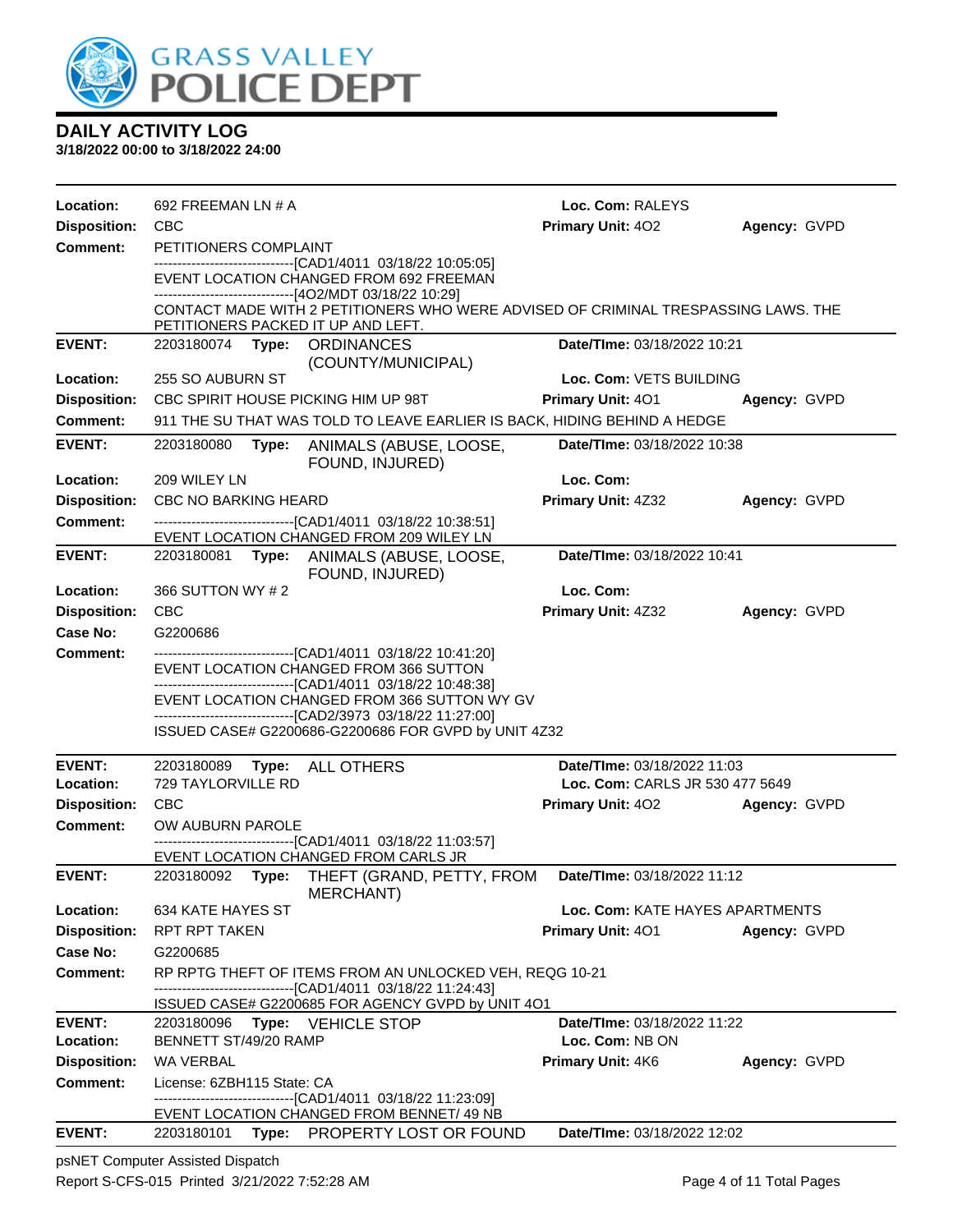# DAILY ACTIVITY LOG

**3/18/2022 00:00 to 3/18/2022 24:00**

**Location:** 692 FREEMAN LN # A | **Loc. Com:** RALEYS
**Disposition:** CBC | **Primary Unit:** 4O2 | **Agency:** GVPD
**Comment:** PETITIONERS COMPLAINT
------------------------------[CAD1/4011 03/18/22 10:05:05]
EVENT LOCATION CHANGED FROM 692 FREEMAN
------------------------------[4O2/MDT 03/18/22 10:29]
CONTACT MADE WITH 2 PETITIONERS WHO WERE ADVISED OF CRIMINAL TRESPASSING LAWS. THE PETITIONERS PACKED IT UP AND LEFT.

---

**EVENT:** 2203180074 **Type:** ORDINANCES (COUNTY/MUNICIPAL) | **Date/TIme:** 03/18/2022 10:21
**Location:** 255 SO AUBURN ST | **Loc. Com:** VETS BUILDING
**Disposition:** CBC SPIRIT HOUSE PICKING HIM UP 98T | **Primary Unit:** 4O1 | **Agency:** GVPD
**Comment:** 911 THE SU THAT WAS TOLD TO LEAVE EARLIER IS BACK, HIDING BEHIND A HEDGE

---

**EVENT:** 2203180080 **Type:** ANIMALS (ABUSE, LOOSE, FOUND, INJURED) | **Date/TIme:** 03/18/2022 10:38
**Location:** 209 WILEY LN | **Loc. Com:**
**Disposition:** CBC NO BARKING HEARD | **Primary Unit:** 4Z32 | **Agency:** GVPD
**Comment:** ------------------------------[CAD1/4011 03/18/22 10:38:51]
EVENT LOCATION CHANGED FROM 209 WILEY LN

---

**EVENT:** 2203180081 **Type:** ANIMALS (ABUSE, LOOSE, FOUND, INJURED) | **Date/TIme:** 03/18/2022 10:41
**Location:** 366 SUTTON WY # 2 | **Loc. Com:**
**Disposition:** CBC | **Primary Unit:** 4Z32 | **Agency:** GVPD
**Case No:** G2200686
**Comment:** ------------------------------[CAD1/4011 03/18/22 10:41:20]
EVENT LOCATION CHANGED FROM 366 SUTTON
------------------------------[CAD1/4011 03/18/22 10:48:38]
EVENT LOCATION CHANGED FROM 366 SUTTON WY GV
------------------------------[CAD2/3973 03/18/22 11:27:00]
ISSUED CASE# G2200686-G2200686 FOR GVPD by UNIT 4Z32

---

**EVENT:** 2203180089 **Type:** ALL OTHERS | **Date/TIme:** 03/18/2022 11:03
**Location:** 729 TAYLORVILLE RD | **Loc. Com:** CARLS JR 530 477 5649
**Disposition:** CBC | **Primary Unit:** 4O2 | **Agency:** GVPD
**Comment:** OW AUBURN PAROLE
------------------------------[CAD1/4011 03/18/22 11:03:57]
EVENT LOCATION CHANGED FROM CARLS JR

---

**EVENT:** 2203180092 **Type:** THEFT (GRAND, PETTY, FROM MERCHANT) | **Date/TIme:** 03/18/2022 11:12
**Location:** 634 KATE HAYES ST | **Loc. Com:** KATE HAYES APARTMENTS
**Disposition:** RPT RPT TAKEN | **Primary Unit:** 4O1 | **Agency:** GVPD
**Case No:** G2200685
**Comment:** RP RPTG THEFT OF ITEMS FROM AN UNLOCKED VEH, REQG 10-21
------------------------------[CAD1/4011 03/18/22 11:24:43]
ISSUED CASE# G2200685 FOR AGENCY GVPD by UNIT 4O1

---

**EVENT:** 2203180096 **Type:** VEHICLE STOP | **Date/TIme:** 03/18/2022 11:22
**Location:** BENNETT ST/49/20 RAMP | **Loc. Com:** NB ON
**Disposition:** WA VERBAL | **Primary Unit:** 4K6 | **Agency:** GVPD
**Comment:** License: 6ZBH115 State: CA
------------------------------[CAD1/4011 03/18/22 11:23:09]
EVENT LOCATION CHANGED FROM BENNET/ 49 NB

---

**EVENT:** 2203180101 **Type:** PROPERTY LOST OR FOUND | **Date/TIme:** 03/18/2022 12:02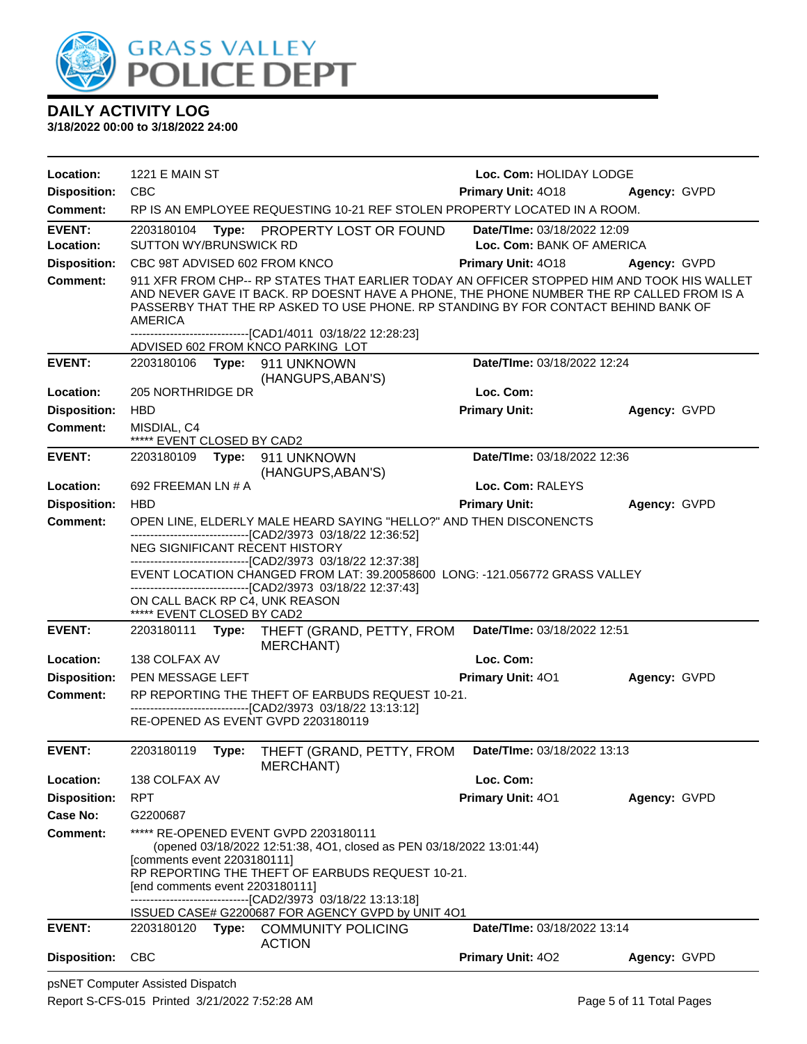# DAILY ACTIVITY LOG

**3/18/2022 00:00 to 3/18/2022 24:00**

**Location:** 1221 E MAIN ST **Loc. Com:** HOLIDAY LODGE
**Disposition:** CBC **Primary Unit:** 4O18 **Agency:** GVPD
**Comment:** RP IS AN EMPLOYEE REQUESTING 10-21 REF STOLEN PROPERTY LOCATED IN A ROOM.

---

**EVENT:** 2203180104 **Type:** PROPERTY LOST OR FOUND **Date/TIme:** 03/18/2022 12:09
**Location:** SUTTON WY/BRUNSWICK RD **Loc. Com:** BANK OF AMERICA
**Disposition:** CBC 98T ADVISED 602 FROM KNCO **Primary Unit:** 4O18 **Agency:** GVPD
**Comment:** 911 XFR FROM CHP-- RP STATES THAT EARLIER TODAY AN OFFICER STOPPED HIM AND TOOK HIS WALLET AND NEVER GAVE IT BACK. RP DOESNT HAVE A PHONE, THE PHONE NUMBER THE RP CALLED FROM IS A PASSERBY THAT THE RP ASKED TO USE PHONE. RP STANDING BY FOR CONTACT BEHIND BANK OF AMERICA
------------------------------[CAD1/4011 03/18/22 12:28:23]
ADVISED 602 FROM KNCO PARKING LOT

---

**EVENT:** 2203180106 **Type:** 911 UNKNOWN (HANGUPS,ABAN'S) **Date/TIme:** 03/18/2022 12:24
**Location:** 205 NORTHRIDGE DR **Loc. Com:**
**Disposition:** HBD **Primary Unit:** **Agency:** GVPD
**Comment:** MISDIAL, C4
***** EVENT CLOSED BY CAD2

---

**EVENT:** 2203180109 **Type:** 911 UNKNOWN (HANGUPS,ABAN'S) **Date/TIme:** 03/18/2022 12:36
**Location:** 692 FREEMAN LN # A **Loc. Com:** RALEYS
**Disposition:** HBD **Primary Unit:** **Agency:** GVPD
**Comment:** OPEN LINE, ELDERLY MALE HEARD SAYING "HELLO?" AND THEN DISCONECNTS
------------------------------[CAD2/3973 03/18/22 12:36:52]
NEG SIGNIFICANT RECENT HISTORY
------------------------------[CAD2/3973 03/18/22 12:37:38]
EVENT LOCATION CHANGED FROM LAT: 39.20058600 LONG: -121.056772 GRASS VALLEY
------------------------------[CAD2/3973 03/18/22 12:37:43]
ON CALL BACK RP C4, UNK REASON
***** EVENT CLOSED BY CAD2

---

**EVENT:** 2203180111 **Type:** THEFT (GRAND, PETTY, FROM MERCHANT) **Date/TIme:** 03/18/2022 12:51
**Location:** 138 COLFAX AV **Loc. Com:**
**Disposition:** PEN MESSAGE LEFT **Primary Unit:** 4O1 **Agency:** GVPD
**Comment:** RP REPORTING THE THEFT OF EARBUDS REQUEST 10-21.
------------------------------[CAD2/3973 03/18/22 13:13:12]
RE-OPENED AS EVENT GVPD 2203180119

---

**EVENT:** 2203180119 **Type:** THEFT (GRAND, PETTY, FROM MERCHANT) **Date/TIme:** 03/18/2022 13:13
**Location:** 138 COLFAX AV **Loc. Com:**
**Disposition:** RPT **Primary Unit:** 4O1 **Agency:** GVPD
**Case No:** G2200687
**Comment:** ***** RE-OPENED EVENT GVPD 2203180111
(opened 03/18/2022 12:51:38, 4O1, closed as PEN 03/18/2022 13:01:44)
[comments event 2203180111]
RP REPORTING THE THEFT OF EARBUDS REQUEST 10-21.
[end comments event 2203180111]
------------------------------[CAD2/3973 03/18/22 13:13:18]
ISSUED CASE# G2200687 FOR AGENCY GVPD by UNIT 4O1

---

**EVENT:** 2203180120 **Type:** COMMUNITY POLICING ACTION **Date/TIme:** 03/18/2022 13:14
**Disposition:** CBC **Primary Unit:** 4O2 **Agency:** GVPD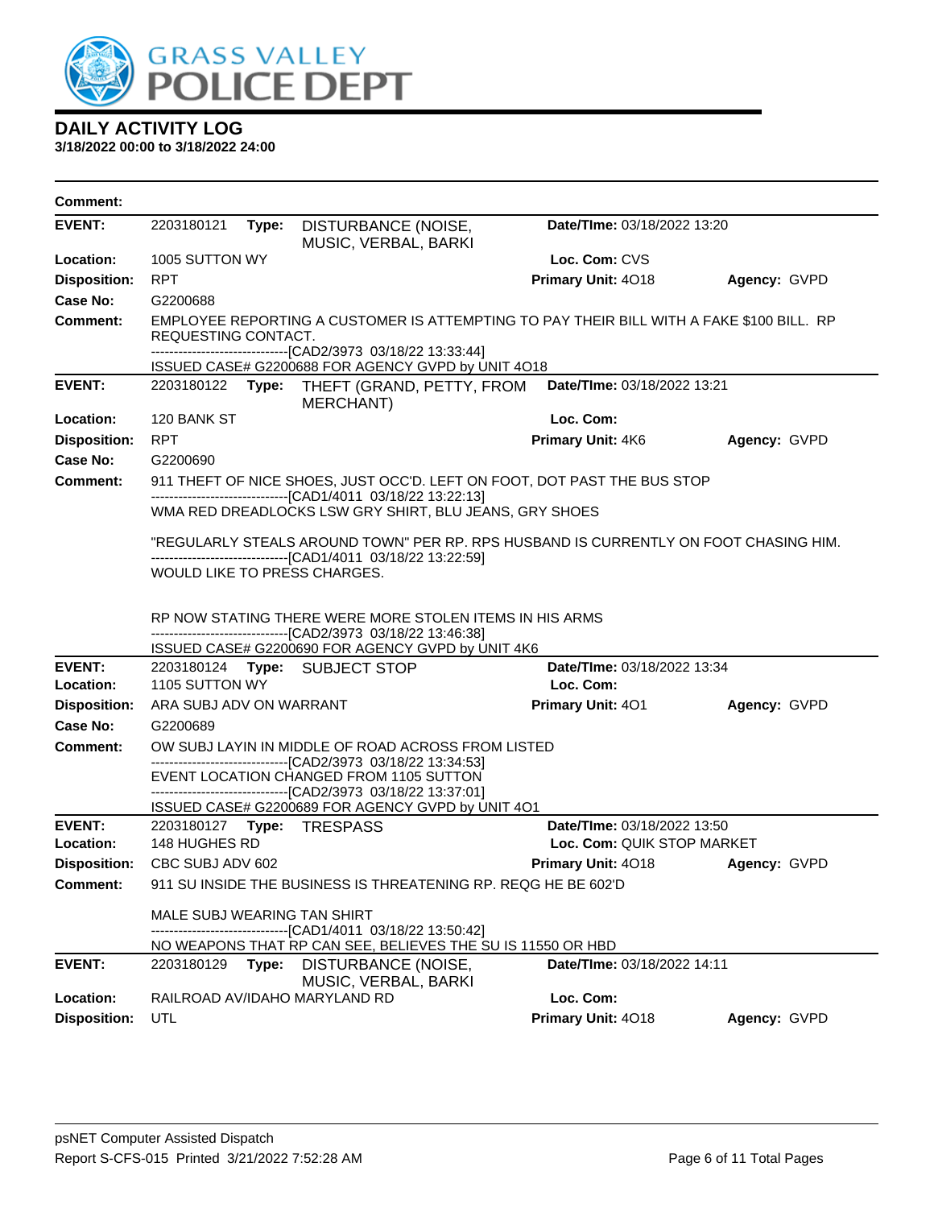# DAILY ACTIVITY LOG

**3/18/2022 00:00 to 3/18/2022 24:00**

**Comment:**

**EVENT:** 2203180121 **Type:** DISTURBANCE (NOISE, MUSIC, VERBAL, BARKI **Date/TIme:** 03/18/2022 13:20
**Location:** 1005 SUTTON WY **Loc. Com:** CVS
**Disposition:** RPT **Primary Unit:** 4O18 **Agency:** GVPD
**Case No:** G2200688
**Comment:** EMPLOYEE REPORTING A CUSTOMER IS ATTEMPTING TO PAY THEIR BILL WITH A FAKE $100 BILL. RP REQUESTING CONTACT.
------------------------------[CAD2/3973 03/18/22 13:33:44]
ISSUED CASE# G2200688 FOR AGENCY GVPD by UNIT 4O18

**EVENT:** 2203180122 **Type:** THEFT (GRAND, PETTY, FROM MERCHANT) **Date/TIme:** 03/18/2022 13:21
**Location:** 120 BANK ST **Loc. Com:**
**Disposition:** RPT **Primary Unit:** 4K6 **Agency:** GVPD
**Case No:** G2200690
**Comment:** 911 THEFT OF NICE SHOES, JUST OCC'D. LEFT ON FOOT, DOT PAST THE BUS STOP
------------------------------[CAD1/4011 03/18/22 13:22:13]
WMA RED DREADLOCKS LSW GRY SHIRT, BLU JEANS, GRY SHOES

"REGULARLY STEALS AROUND TOWN" PER RP. RPS HUSBAND IS CURRENTLY ON FOOT CHASING HIM.
------------------------------[CAD1/4011 03/18/22 13:22:59]
WOULD LIKE TO PRESS CHARGES.

RP NOW STATING THERE WERE MORE STOLEN ITEMS IN HIS ARMS
------------------------------[CAD2/3973 03/18/22 13:46:38]
ISSUED CASE# G2200690 FOR AGENCY GVPD by UNIT 4K6

**EVENT:** 2203180124 **Type:** SUBJECT STOP **Date/TIme:** 03/18/2022 13:34
**Location:** 1105 SUTTON WY **Loc. Com:**
**Disposition:** ARA SUBJ ADV ON WARRANT **Primary Unit:** 4O1 **Agency:** GVPD
**Case No:** G2200689
**Comment:** OW SUBJ LAYIN IN MIDDLE OF ROAD ACROSS FROM LISTED
------------------------------[CAD2/3973 03/18/22 13:34:53]
EVENT LOCATION CHANGED FROM 1105 SUTTON
------------------------------[CAD2/3973 03/18/22 13:37:01]
ISSUED CASE# G2200689 FOR AGENCY GVPD by UNIT 4O1

**EVENT:** 2203180127 **Type:** TRESPASS **Date/TIme:** 03/18/2022 13:50
**Location:** 148 HUGHES RD **Loc. Com:** QUIK STOP MARKET
**Disposition:** CBC SUBJ ADV 602 **Primary Unit:** 4O18 **Agency:** GVPD
**Comment:** 911 SU INSIDE THE BUSINESS IS THREATENING RP. REQG HE BE 602'D

MALE SUBJ WEARING TAN SHIRT
------------------------------[CAD1/4011 03/18/22 13:50:42]
NO WEAPONS THAT RP CAN SEE, BELIEVES THE SU IS 11550 OR HBD

**EVENT:** 2203180129 **Type:** DISTURBANCE (NOISE, MUSIC, VERBAL, BARKI **Date/TIme:** 03/18/2022 14:11
**Location:** RAILROAD AV/IDAHO MARYLAND RD **Loc. Com:**
**Disposition:** UTL **Primary Unit:** 4O18 **Agency:** GVPD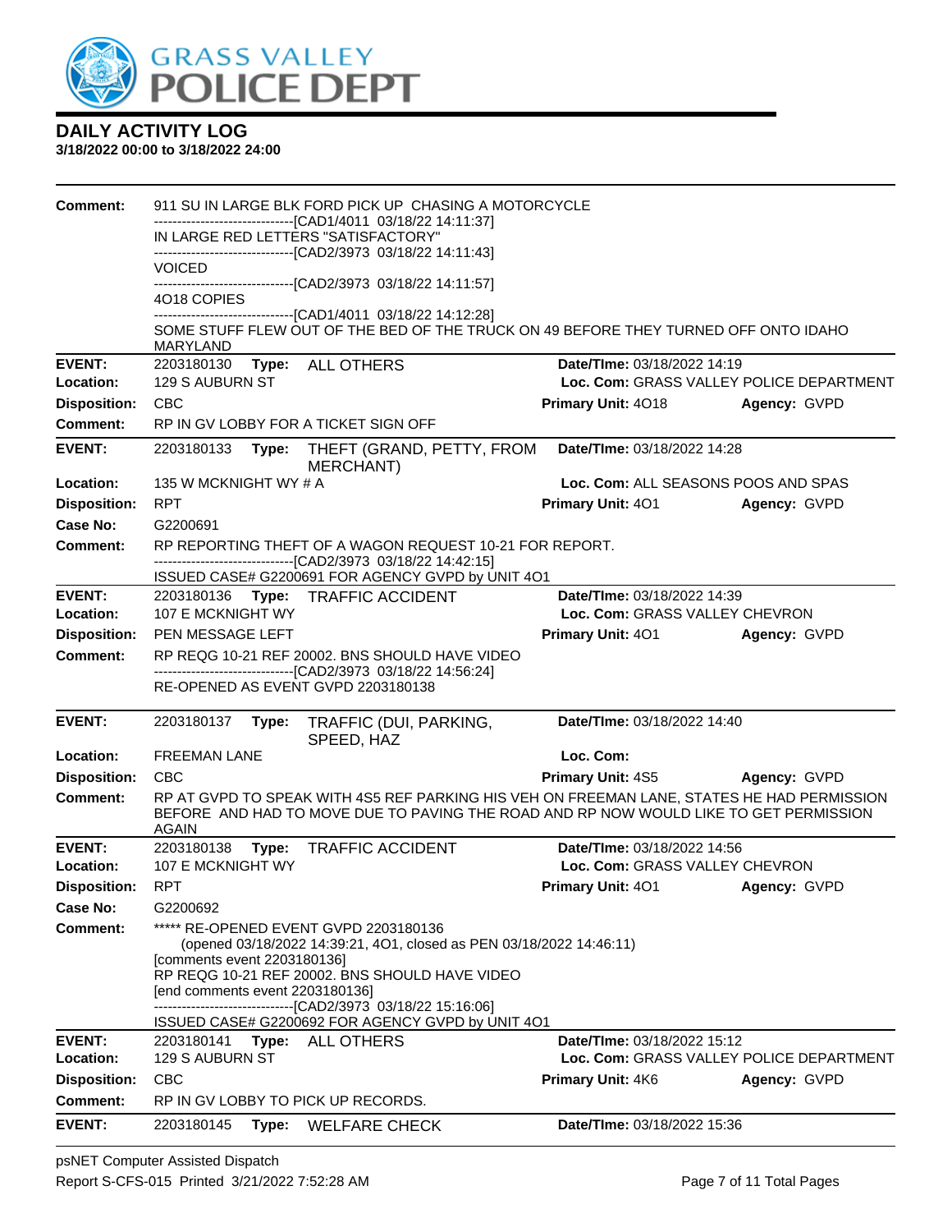# DAILY ACTIVITY LOG

**3/18/2022 00:00 to 3/18/2022 24:00**

**Comment:** 911 SU IN LARGE BLK FORD PICK UP CHASING A MOTORCYCLE
------------------------------[CAD1/4011 03/18/22 14:11:37]
IN LARGE RED LETTERS "SATISFACTORY"
------------------------------[CAD2/3973 03/18/22 14:11:43]
VOICED
------------------------------[CAD2/3973 03/18/22 14:11:57]
4O18 COPIES
------------------------------[CAD1/4011 03/18/22 14:12:28]
SOME STUFF FLEW OUT OF THE BED OF THE TRUCK ON 49 BEFORE THEY TURNED OFF ONTO IDAHO MARYLAND

---

**EVENT:** 2203180130 **Type:** ALL OTHERS **Date/TIme:** 03/18/2022 14:19
**Location:** 129 S AUBURN ST **Loc. Com:** GRASS VALLEY POLICE DEPARTMENT
**Disposition:** CBC **Primary Unit:** 4O18 **Agency:** GVPD
**Comment:** RP IN GV LOBBY FOR A TICKET SIGN OFF

---

**EVENT:** 2203180133 **Type:** THEFT (GRAND, PETTY, FROM MERCHANT) **Date/TIme:** 03/18/2022 14:28
**Location:** 135 W MCKNIGHT WY # A **Loc. Com:** ALL SEASONS POOS AND SPAS
**Disposition:** RPT **Primary Unit:** 4O1 **Agency:** GVPD
**Case No:** G2200691
**Comment:** RP REPORTING THEFT OF A WAGON REQUEST 10-21 FOR REPORT.
------------------------------[CAD2/3973 03/18/22 14:42:15]
ISSUED CASE# G2200691 FOR AGENCY GVPD by UNIT 4O1

---

**EVENT:** 2203180136 **Type:** TRAFFIC ACCIDENT **Date/TIme:** 03/18/2022 14:39
**Location:** 107 E MCKNIGHT WY **Loc. Com:** GRASS VALLEY CHEVRON
**Disposition:** PEN MESSAGE LEFT **Primary Unit:** 4O1 **Agency:** GVPD
**Comment:** RP REQG 10-21 REF 20002. BNS SHOULD HAVE VIDEO
------------------------------[CAD2/3973 03/18/22 14:56:24]
RE-OPENED AS EVENT GVPD 2203180138

---

**EVENT:** 2203180137 **Type:** TRAFFIC (DUI, PARKING, SPEED, HAZ **Date/TIme:** 03/18/2022 14:40
**Location:** FREEMAN LANE **Loc. Com:**
**Disposition:** CBC **Primary Unit:** 4S5 **Agency:** GVPD
**Comment:** RP AT GVPD TO SPEAK WITH 4S5 REF PARKING HIS VEH ON FREEMAN LANE, STATES HE HAD PERMISSION BEFORE AND HAD TO MOVE DUE TO PAVING THE ROAD AND RP NOW WOULD LIKE TO GET PERMISSION AGAIN

---

**EVENT:** 2203180138 **Type:** TRAFFIC ACCIDENT **Date/TIme:** 03/18/2022 14:56
**Location:** 107 E MCKNIGHT WY **Loc. Com:** GRASS VALLEY CHEVRON
**Disposition:** RPT **Primary Unit:** 4O1 **Agency:** GVPD
**Case No:** G2200692
**Comment:** ***** RE-OPENED EVENT GVPD 2203180136
(opened 03/18/2022 14:39:21, 4O1, closed as PEN 03/18/2022 14:46:11)
[comments event 2203180136]
RP REQG 10-21 REF 20002. BNS SHOULD HAVE VIDEO
[end comments event 2203180136]
------------------------------[CAD2/3973 03/18/22 15:16:06]
ISSUED CASE# G2200692 FOR AGENCY GVPD by UNIT 4O1

---

**EVENT:** 2203180141 **Type:** ALL OTHERS **Date/TIme:** 03/18/2022 15:12
**Location:** 129 S AUBURN ST **Loc. Com:** GRASS VALLEY POLICE DEPARTMENT
**Disposition:** CBC **Primary Unit:** 4K6 **Agency:** GVPD
**Comment:** RP IN GV LOBBY TO PICK UP RECORDS.

---

**EVENT:** 2203180145 **Type:** WELFARE CHECK **Date/TIme:** 03/18/2022 15:36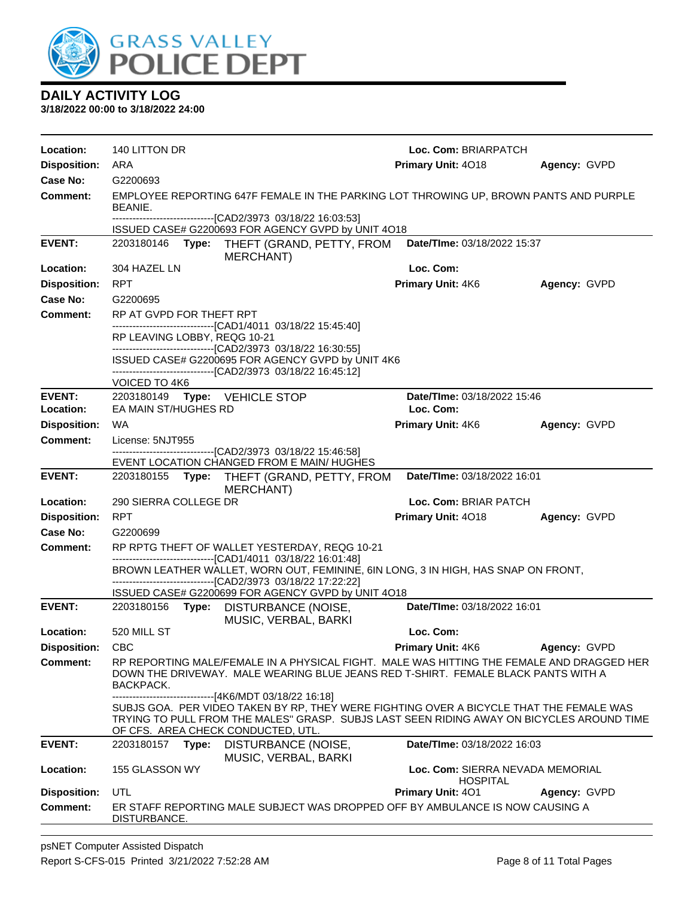# GRASS VALLEY POLICE DEPT

## DAILY ACTIVITY LOG

**3/18/2022 00:00 to 3/18/2022 24:00**

**Location:** 140 LITTON DR **Loc. Com:** BRIARPATCH
**Disposition:** ARA **Primary Unit:** 4O18 **Agency:** GVPD
**Case No:** G2200693
**Comment:** EMPLOYEE REPORTING 647F FEMALE IN THE PARKING LOT THROWING UP, BROWN PANTS AND PURPLE BEANIE.
------------------------------[CAD2/3973 03/18/22 16:03:53]
ISSUED CASE# G2200693 FOR AGENCY GVPD by UNIT 4O18

---

**EVENT:** 2203180146 **Type:** THEFT (GRAND, PETTY, FROM MERCHANT) **Date/TIme:** 03/18/2022 15:37
**Location:** 304 HAZEL LN **Loc. Com:**
**Disposition:** RPT **Primary Unit:** 4K6 **Agency:** GVPD
**Case No:** G2200695
**Comment:** RP AT GVPD FOR THEFT RPT
------------------------------[CAD1/4011 03/18/22 15:45:40]
RP LEAVING LOBBY, REQG 10-21
------------------------------[CAD2/3973 03/18/22 16:30:55]
ISSUED CASE# G2200695 FOR AGENCY GVPD by UNIT 4K6
------------------------------[CAD2/3973 03/18/22 16:45:12]
VOICED TO 4K6

---

**EVENT:** 2203180149 **Type:** VEHICLE STOP **Date/TIme:** 03/18/2022 15:46
**Location:** EA MAIN ST/HUGHES RD **Loc. Com:**
**Disposition:** WA **Primary Unit:** 4K6 **Agency:** GVPD
**Comment:** License: 5NJT955
------------------------------[CAD2/3973 03/18/22 15:46:58]
EVENT LOCATION CHANGED FROM E MAIN/ HUGHES

---

**EVENT:** 2203180155 **Type:** THEFT (GRAND, PETTY, FROM MERCHANT) **Date/TIme:** 03/18/2022 16:01
**Location:** 290 SIERRA COLLEGE DR **Loc. Com:** BRIAR PATCH
**Disposition:** RPT **Primary Unit:** 4O18 **Agency:** GVPD
**Case No:** G2200699
**Comment:** RP RPTG THEFT OF WALLET YESTERDAY, REQG 10-21
------------------------------[CAD1/4011 03/18/22 16:01:48]
BROWN LEATHER WALLET, WORN OUT, FEMININE, 6IN LONG, 3 IN HIGH, HAS SNAP ON FRONT,
------------------------------[CAD2/3973 03/18/22 17:22:22]
ISSUED CASE# G2200699 FOR AGENCY GVPD by UNIT 4O18

---

**EVENT:** 2203180156 **Type:** DISTURBANCE (NOISE, MUSIC, VERBAL, BARKI **Date/TIme:** 03/18/2022 16:01
**Location:** 520 MILL ST **Loc. Com:**
**Disposition:** CBC **Primary Unit:** 4K6 **Agency:** GVPD
**Comment:** RP REPORTING MALE/FEMALE IN A PHYSICAL FIGHT. MALE WAS HITTING THE FEMALE AND DRAGGED HER DOWN THE DRIVEWAY. MALE WEARING BLUE JEANS RED T-SHIRT. FEMALE BLACK PANTS WITH A BACKPACK.
------------------------------[4K6/MDT 03/18/22 16:18]
SUBJS GOA. PER VIDEO TAKEN BY RP, THEY WERE FIGHTING OVER A BICYCLE THAT THE FEMALE WAS TRYING TO PULL FROM THE MALES" GRASP. SUBJS LAST SEEN RIDING AWAY ON BICYCLES AROUND TIME OF CFS. AREA CHECK CONDUCTED, UTL.

---

**EVENT:** 2203180157 **Type:** DISTURBANCE (NOISE, MUSIC, VERBAL, BARKI **Date/TIme:** 03/18/2022 16:03
**Location:** 155 GLASSON WY **Loc. Com:** SIERRA NEVADA MEMORIAL HOSPITAL
**Disposition:** UTL **Primary Unit:** 4O1 **Agency:** GVPD
**Comment:** ER STAFF REPORTING MALE SUBJECT WAS DROPPED OFF BY AMBULANCE IS NOW CAUSING A DISTURBANCE.

---

psNET Computer Assisted Dispatch
Report S-CFS-015 Printed 3/21/2022 7:52:28 AM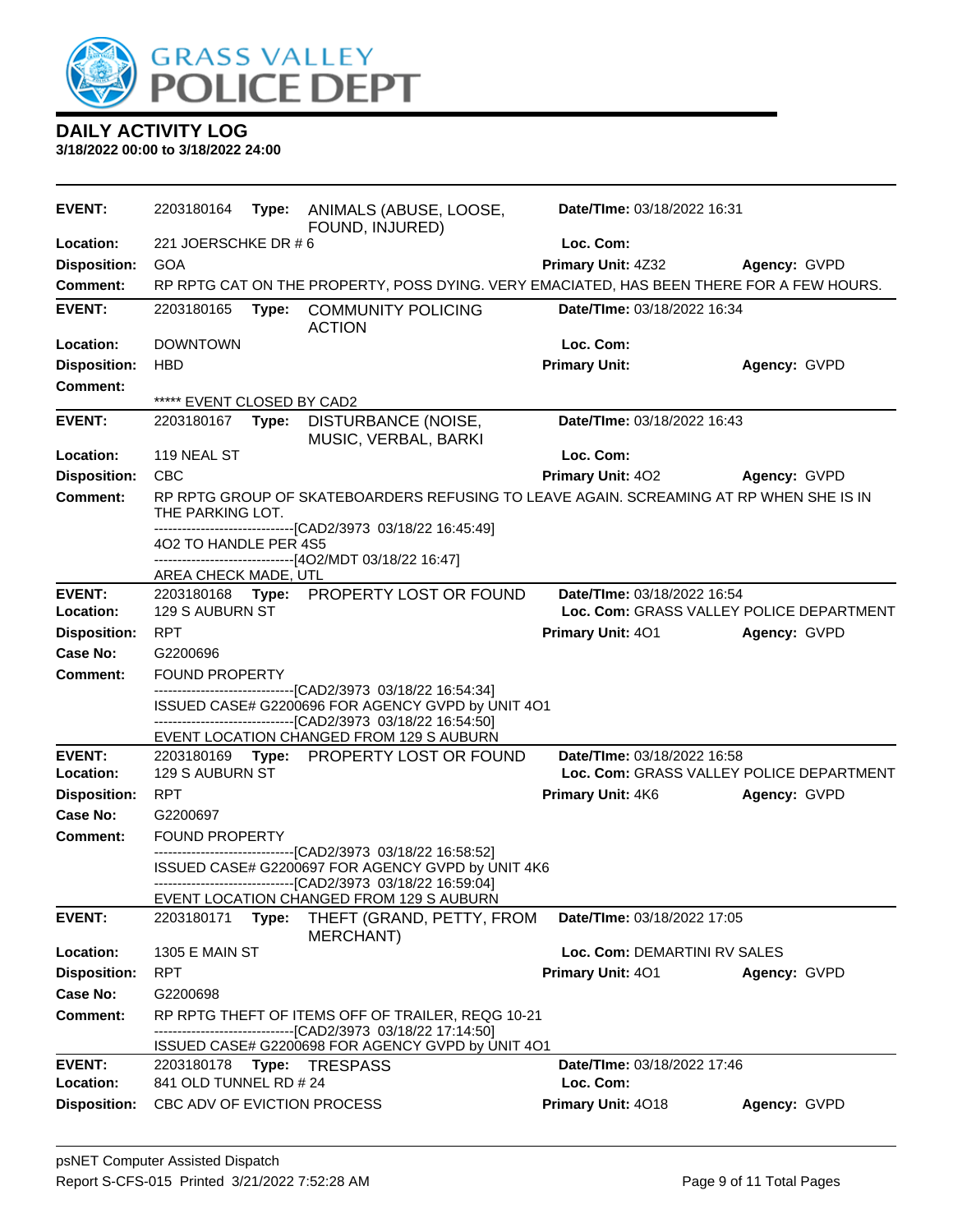# DAILY ACTIVITY LOG

**3/18/2022 00:00 to 3/18/2022 24:00**

| | | | |
|---|---|---|---|
| **EVENT:** | 2203180164 **Type:** ANIMALS (ABUSE, LOOSE, FOUND, INJURED) | **Date/TIme:** 03/18/2022 16:31 | |
| **Location:** | 221 JOERSCHKE DR # 6 | **Loc. Com:** | |
| **Disposition:** | GOA | **Primary Unit:** 4Z32 | **Agency:** GVPD |
| **Comment:** | RP RPTG CAT ON THE PROPERTY, POSS DYING. VERY EMACIATED, HAS BEEN THERE FOR A FEW HOURS. | | |

| | | | |
|---|---|---|---|
| **EVENT:** | 2203180165 **Type:** COMMUNITY POLICING ACTION | **Date/TIme:** 03/18/2022 16:34 | |
| **Location:** | DOWNTOWN | **Loc. Com:** | |
| **Disposition:** | HBD | **Primary Unit:** | **Agency:** GVPD |
| **Comment:** | ***** EVENT CLOSED BY CAD2 | | |

| | | | |
|---|---|---|---|
| **EVENT:** | 2203180167 **Type:** DISTURBANCE (NOISE, MUSIC, VERBAL, BARKI | **Date/TIme:** 03/18/2022 16:43 | |
| **Location:** | 119 NEAL ST | **Loc. Com:** | |
| **Disposition:** | CBC | **Primary Unit:** 4O2 | **Agency:** GVPD |
| **Comment:** | RP RPTG GROUP OF SKATEBOARDERS REFUSING TO LEAVE AGAIN. SCREAMING AT RP WHEN SHE IS IN THE PARKING LOT.<br>------------------------------[CAD2/3973 03/18/22 16:45:49]<br>4O2 TO HANDLE PER 4S5<br>------------------------------[4O2/MDT 03/18/22 16:47]<br>AREA CHECK MADE, UTL | | |

| | | | |
|---|---|---|---|
| **EVENT:** | 2203180168 **Type:** PROPERTY LOST OR FOUND | **Date/TIme:** 03/18/2022 16:54 | |
| **Location:** | 129 S AUBURN ST | **Loc. Com:** GRASS VALLEY POLICE DEPARTMENT | |
| **Disposition:** | RPT | **Primary Unit:** 4O1 | **Agency:** GVPD |
| **Case No:** | G2200696 | | |
| **Comment:** | FOUND PROPERTY<br>------------------------------[CAD2/3973 03/18/22 16:54:34]<br>ISSUED CASE# G2200696 FOR AGENCY GVPD by UNIT 4O1<br>------------------------------[CAD2/3973 03/18/22 16:54:50]<br>EVENT LOCATION CHANGED FROM 129 S AUBURN | | |

| | | | |
|---|---|---|---|
| **EVENT:** | 2203180169 **Type:** PROPERTY LOST OR FOUND | **Date/TIme:** 03/18/2022 16:58 | |
| **Location:** | 129 S AUBURN ST | **Loc. Com:** GRASS VALLEY POLICE DEPARTMENT | |
| **Disposition:** | RPT | **Primary Unit:** 4K6 | **Agency:** GVPD |
| **Case No:** | G2200697 | | |
| **Comment:** | FOUND PROPERTY<br>------------------------------[CAD2/3973 03/18/22 16:58:52]<br>ISSUED CASE# G2200697 FOR AGENCY GVPD by UNIT 4K6<br>------------------------------[CAD2/3973 03/18/22 16:59:04]<br>EVENT LOCATION CHANGED FROM 129 S AUBURN | | |

| | | | |
|---|---|---|---|
| **EVENT:** | 2203180171 **Type:** THEFT (GRAND, PETTY, FROM MERCHANT) | **Date/TIme:** 03/18/2022 17:05 | |
| **Location:** | 1305 E MAIN ST | **Loc. Com:** DEMARTINI RV SALES | |
| **Disposition:** | RPT | **Primary Unit:** 4O1 | **Agency:** GVPD |
| **Case No:** | G2200698 | | |
| **Comment:** | RP RPTG THEFT OF ITEMS OFF OF TRAILER, REQG 10-21<br>------------------------------[CAD2/3973 03/18/22 17:14:50]<br>ISSUED CASE# G2200698 FOR AGENCY GVPD by UNIT 4O1 | | |

| | | | |
|---|---|---|---|
| **EVENT:** | 2203180178 **Type:** TRESPASS | **Date/TIme:** 03/18/2022 17:46 | |
| **Location:** | 841 OLD TUNNEL RD # 24 | **Loc. Com:** | |
| **Disposition:** | CBC ADV OF EVICTION PROCESS | **Primary Unit:** 4O18 | **Agency:** GVPD |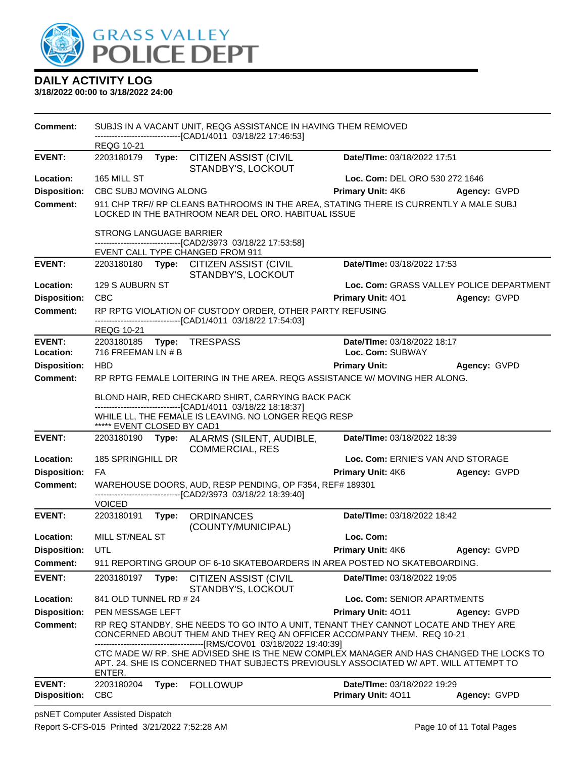# DAILY ACTIVITY LOG

**3/18/2022 00:00 to 3/18/2022 24:00**

**Comment:** SUBJS IN A VACANT UNIT, REQG ASSISTANCE IN HAVING THEM REMOVED
------------------------------[CAD1/4011 03/18/22 17:46:53]
REQG 10-21

---

**EVENT:** 2203180179 **Type:** CITIZEN ASSIST (CIVIL STANDBY'S, LOCKOUT **Date/TIme:** 03/18/2022 17:51
**Location:** 165 MILL ST **Loc. Com:** DEL ORO 530 272 1646
**Disposition:** CBC SUBJ MOVING ALONG **Primary Unit:** 4K6 **Agency:** GVPD
**Comment:** 911 CHP TRF// RP CLEANS BATHROOMS IN THE AREA, STATING THERE IS CURRENTLY A MALE SUBJ LOCKED IN THE BATHROOM NEAR DEL ORO. HABITUAL ISSUE

STRONG LANGUAGE BARRIER
------------------------------[CAD2/3973 03/18/22 17:53:58]
EVENT CALL TYPE CHANGED FROM 911

---

**EVENT:** 2203180180 **Type:** CITIZEN ASSIST (CIVIL STANDBY'S, LOCKOUT **Date/TIme:** 03/18/2022 17:53
**Location:** 129 S AUBURN ST **Loc. Com:** GRASS VALLEY POLICE DEPARTMENT
**Disposition:** CBC **Primary Unit:** 4O1 **Agency:** GVPD
**Comment:** RP RPTG VIOLATION OF CUSTODY ORDER, OTHER PARTY REFUSING
------------------------------[CAD1/4011 03/18/22 17:54:03]
REQG 10-21

---

**EVENT:** 2203180185 **Type:** TRESPASS **Date/TIme:** 03/18/2022 18:17
**Location:** 716 FREEMAN LN # B **Loc. Com:** SUBWAY
**Disposition:** HBD **Primary Unit:** **Agency:** GVPD
**Comment:** RP RPTG FEMALE LOITERING IN THE AREA. REQG ASSISTANCE W/ MOVING HER ALONG.

BLOND HAIR, RED CHECKARD SHIRT, CARRYING BACK PACK
------------------------------[CAD1/4011 03/18/22 18:18:37]
WHILE LL, THE FEMALE IS LEAVING. NO LONGER REQG RESP
***** EVENT CLOSED BY CAD1

---

**EVENT:** 2203180190 **Type:** ALARMS (SILENT, AUDIBLE, COMMERCIAL, RES **Date/TIme:** 03/18/2022 18:39
**Location:** 185 SPRINGHILL DR **Loc. Com:** ERNIE'S VAN AND STORAGE
**Disposition:** FA **Primary Unit:** 4K6 **Agency:** GVPD
**Comment:** WAREHOUSE DOORS, AUD, RESP PENDING, OP F354, REF# 189301
------------------------------[CAD2/3973 03/18/22 18:39:40]
VOICED

---

**EVENT:** 2203180191 **Type:** ORDINANCES (COUNTY/MUNICIPAL) **Date/TIme:** 03/18/2022 18:42
**Location:** MILL ST/NEAL ST **Loc. Com:**
**Disposition:** UTL **Primary Unit:** 4K6 **Agency:** GVPD
**Comment:** 911 REPORTING GROUP OF 6-10 SKATEBOARDERS IN AREA POSTED NO SKATEBOARDING.

---

**EVENT:** 2203180197 **Type:** CITIZEN ASSIST (CIVIL STANDBY'S, LOCKOUT **Date/TIme:** 03/18/2022 19:05
**Location:** 841 OLD TUNNEL RD # 24 **Loc. Com:** SENIOR APARTMENTS
**Disposition:** PEN MESSAGE LEFT **Primary Unit:** 4O11 **Agency:** GVPD
**Comment:** RP REQ STANDBY, SHE NEEDS TO GO INTO A UNIT, TENANT THEY CANNOT LOCATE AND THEY ARE CONCERNED ABOUT THEM AND THEY REQ AN OFFICER ACCOMPANY THEM. REQ 10-21
--------------------------------------[RMS/COV01 03/18/2022 19:40:39]
CTC MADE W/ RP. SHE ADVISED SHE IS THE NEW COMPLEX MANAGER AND HAS CHANGED THE LOCKS TO APT. 24. SHE IS CONCERNED THAT SUBJECTS PREVIOUSLY ASSOCIATED W/ APT. WILL ATTEMPT TO ENTER.

---

**EVENT:** 2203180204 **Type:** FOLLOWUP **Date/TIme:** 03/18/2022 19:29
**Disposition:** CBC **Primary Unit:** 4O11 **Agency:** GVPD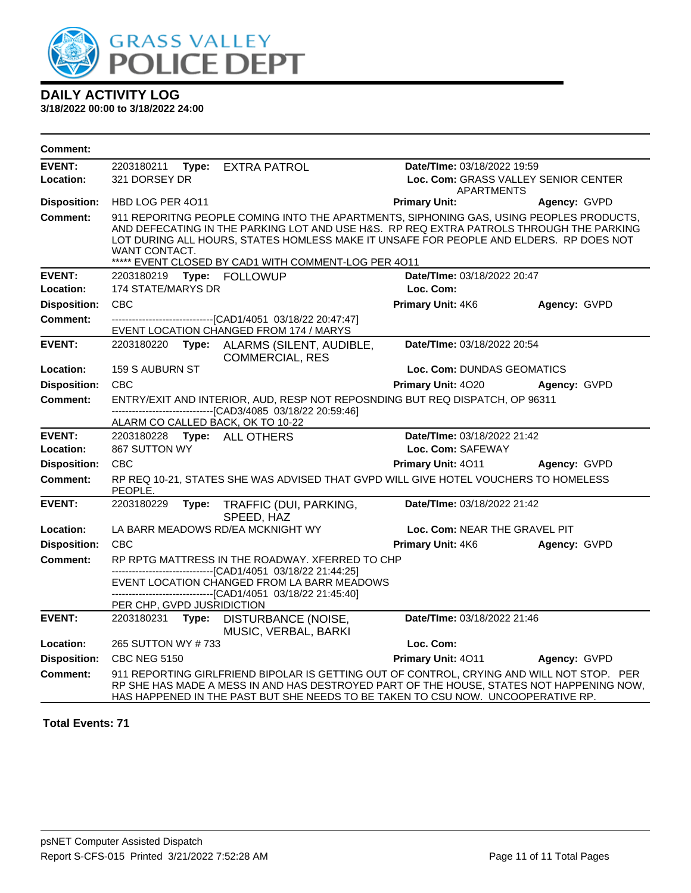# GRASS VALLEY POLICE DEPT

## DAILY ACTIVITY LOG

**3/18/2022 00:00 to 3/18/2022 24:00**

**Comment:**

| | | | | |
|---|---|---|---|---|
| **EVENT:** | 2203180211 **Type:** EXTRA PATROL | **Date/TIme:** 03/18/2022 19:59 | | |
| **Location:** | 321 DORSEY DR | **Loc. Com:** GRASS VALLEY SENIOR CENTER APARTMENTS | | |
| **Disposition:** | HBD LOG PER 4O11 | **Primary Unit:** | **Agency:** GVPD | |
| **Comment:** | 911 REPORITNG PEOPLE COMING INTO THE APARTMENTS, SIPHONING GAS, USING PEOPLES PRODUCTS, AND DEFECATING IN THE PARKING LOT AND USE H&S. RP REQ EXTRA PATROLS THROUGH THE PARKING LOT DURING ALL HOURS, STATES HOMLESS MAKE IT UNSAFE FOR PEOPLE AND ELDERS. RP DOES NOT WANT CONTACT. ***** EVENT CLOSED BY CAD1 WITH COMMENT-LOG PER 4O11 | | | |
| **EVENT:** | 2203180219 **Type:** FOLLOWUP | **Date/TIme:** 03/18/2022 20:47 | | |
| **Location:** | 174 STATE/MARYS DR | **Loc. Com:** | | |
| **Disposition:** | CBC | **Primary Unit:** 4K6 | **Agency:** GVPD | |
| **Comment:** | ------------------------------[CAD1/4051 03/18/22 20:47:47] EVENT LOCATION CHANGED FROM 174 / MARYS | | | |
| **EVENT:** | 2203180220 **Type:** ALARMS (SILENT, AUDIBLE, COMMERCIAL, RES | **Date/TIme:** 03/18/2022 20:54 | | |
| **Location:** | 159 S AUBURN ST | **Loc. Com:** DUNDAS GEOMATICS | | |
| **Disposition:** | CBC | **Primary Unit:** 4O20 | **Agency:** GVPD | |
| **Comment:** | ENTRY/EXIT AND INTERIOR, AUD, RESP NOT REPOSNDING BUT REQ DISPATCH, OP 96311 ------------------------------[CAD3/4085 03/18/22 20:59:46] ALARM CO CALLED BACK, OK TO 10-22 | | | |
| **EVENT:** | 2203180228 **Type:** ALL OTHERS | **Date/TIme:** 03/18/2022 21:42 | | |
| **Location:** | 867 SUTTON WY | **Loc. Com:** SAFEWAY | | |
| **Disposition:** | CBC | **Primary Unit:** 4O11 | **Agency:** GVPD | |
| **Comment:** | RP REQ 10-21, STATES SHE WAS ADVISED THAT GVPD WILL GIVE HOTEL VOUCHERS TO HOMELESS PEOPLE. | | | |
| **EVENT:** | 2203180229 **Type:** TRAFFIC (DUI, PARKING, SPEED, HAZ | **Date/TIme:** 03/18/2022 21:42 | | |
| **Location:** | LA BARR MEADOWS RD/EA MCKNIGHT WY | **Loc. Com:** NEAR THE GRAVEL PIT | | |
| **Disposition:** | CBC | **Primary Unit:** 4K6 | **Agency:** GVPD | |
| **Comment:** | RP RPTG MATTRESS IN THE ROADWAY. XFERRED TO CHP ------------------------------[CAD1/4051 03/18/22 21:44:25] EVENT LOCATION CHANGED FROM LA BARR MEADOWS ------------------------------[CAD1/4051 03/18/22 21:45:40] PER CHP, GVPD JUSRIDICTION | | | |
| **EVENT:** | 2203180231 **Type:** DISTURBANCE (NOISE, MUSIC, VERBAL, BARKI | **Date/TIme:** 03/18/2022 21:46 | | |
| **Location:** | 265 SUTTON WY # 733 | **Loc. Com:** | | |
| **Disposition:** | CBC NEG 5150 | **Primary Unit:** 4O11 | **Agency:** GVPD | |
| **Comment:** | 911 REPORTING GIRLFRIEND BIPOLAR IS GETTING OUT OF CONTROL, CRYING AND WILL NOT STOP. PER RP SHE HAS MADE A MESS IN AND HAS DESTROYED PART OF THE HOUSE, STATES NOT HAPPENING NOW, HAS HAPPENED IN THE PAST BUT SHE NEEDS TO BE TAKEN TO CSU NOW. UNCOOPERATIVE RP. | | | |

**Total Events: 71**

psNET Computer Assisted Dispatch
Report S-CFS-015 Printed 3/21/2022 7:52:28 AM